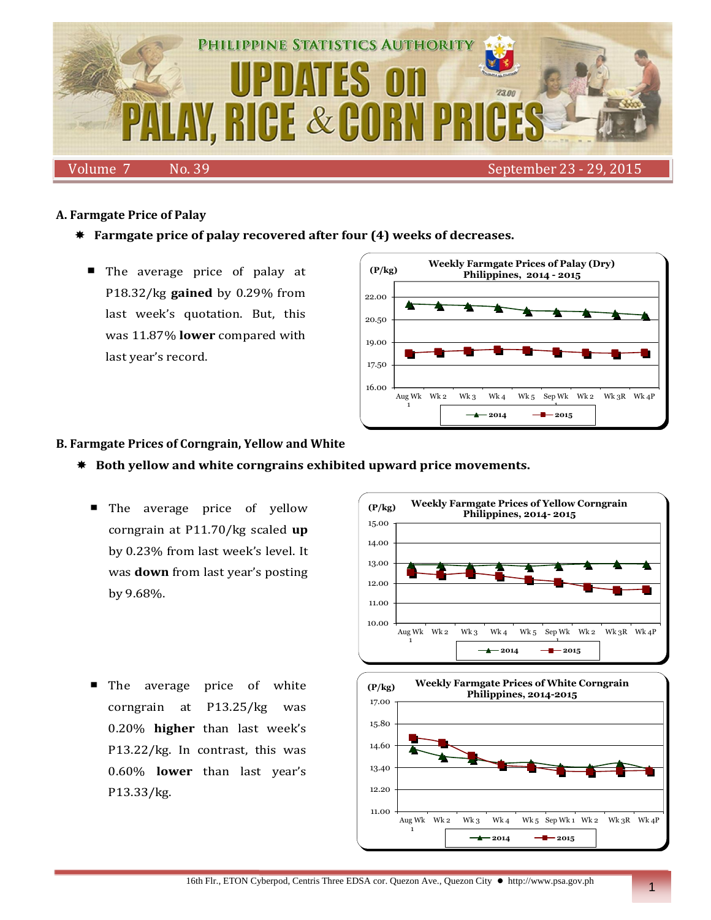# PHILIPPINE STATISTICS AUTHORITY

# UPDATES on PALAY, RICE & CORN PRICES

Volume 7 No. 39 September 23 - 29, 2015

## A. Farmgate Price of Palay

- **Farmgate price of palay recovered after four (4) weeks of decreases.**
  - The average price of palay at P18.32/kg **gained** by 0.29% from last week's quotation. But, this was 11.87% **lower** compared with last year's record.

**Weekly Farmgate Prices of Palay (Dry) Philippines, 2014 - 2015**

## B. Farmgate Prices of Corngrain, Yellow and White

- **Both yellow and white corngrains exhibited upward price movements.**
  - The average price of yellow corngrain at P11.70/kg scaled **up** by 0.23% from last week's level. It was **down** from last year's posting by 9.68%.
  - The average price of white corngrain at P13.25/kg was 0.20% **higher** than last week's P13.22/kg. In contrast, this was 0.60% **lower** than last year's P13.33/kg.

**Weekly Farmgate Prices of Yellow Corngrain Philippines, 2014- 2015**

**Weekly Farmgate Prices of White Corngrain Philippines, 2014-2015**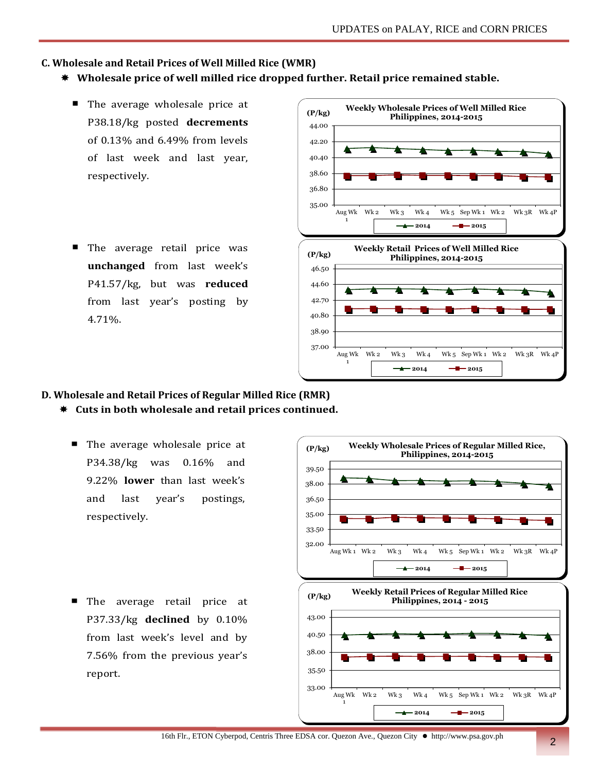## C. Wholesale and Retail Prices of Well Milled Rice (WMR)

* **Wholesale price of well milled rice dropped further. Retail price remained stable.**

- The average wholesale price at P38.18/kg posted **decrements** of 0.13% and 6.49% from levels of last week and last year, respectively.

- The average retail price was **unchanged** from last week's P41.57/kg, but was **reduced** from last year's posting by 4.71%.

## D. Wholesale and Retail Prices of Regular Milled Rice (RMR)

* **Cuts in both wholesale and retail prices continued.**

- The average wholesale price at P34.38/kg was 0.16% and 9.22% **lower** than last week's and last year's postings, respectively.

- The average retail price at P37.33/kg **declined** by 0.10% from last week's level and by 7.56% from the previous year's report.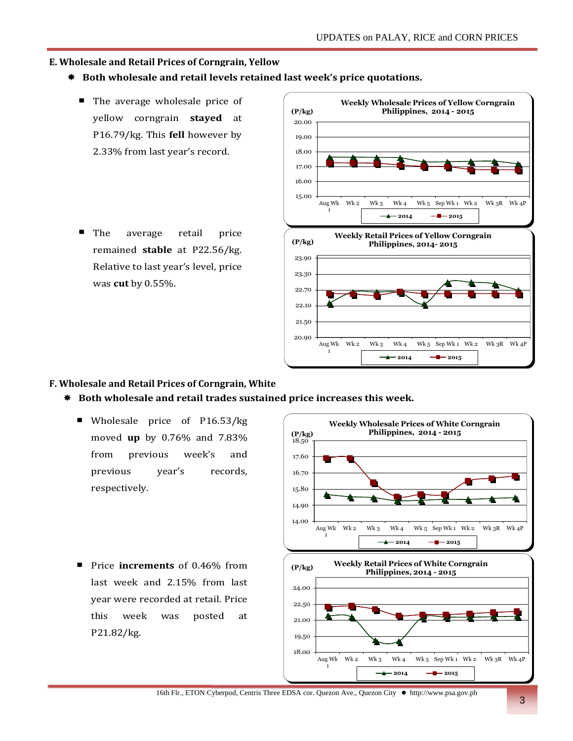## E. Wholesale and Retail Prices of Corngrain, Yellow

- **Both wholesale and retail levels retained last week's price quotations.**

  - The average wholesale price of yellow corngrain **stayed** at P16.79/kg. This **fell** however by 2.33% from last year's record.

  - The average retail price remained **stable** at P22.56/kg. Relative to last year's level, price was **cut** by 0.55%.

## F. Wholesale and Retail Prices of Corngrain, White

- **Both wholesale and retail trades sustained price increases this week.**

  - Wholesale price of P16.53/kg moved **up** by 0.76% and 7.83% from previous week's and previous year's records, respectively.

  - Price **increments** of 0.46% from last week and 2.15% from last year were recorded at retail. Price this week was posted at P21.82/kg.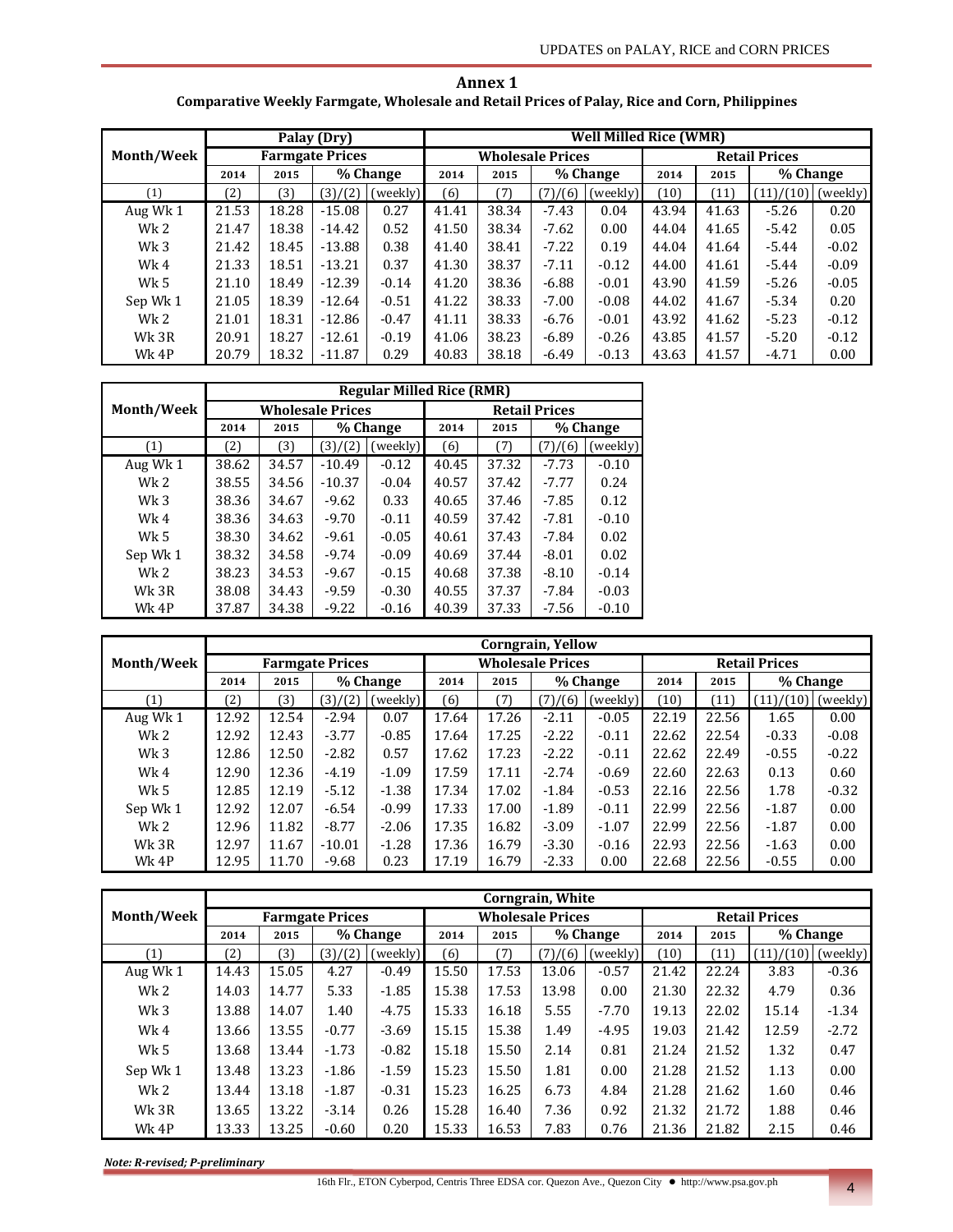## Annex 1

**Comparative Weekly Farmgate, Wholesale and Retail Prices of Palay, Rice and Corn, Philippines**

| Month/Week | Palay (Dry) | | | | Well Milled Rice (WMR) | | | | | | | |
|---|---|---|---|---|---|---|---|---|---|---|---|---|
| | Farmgate Prices | | | | Wholesale Prices | | | | Retail Prices | | | |
| | 2014 | 2015 | % Change | | 2014 | 2015 | % Change | | 2014 | 2015 | % Change | |
| (1) | (2) | (3) | (3)/(2) | (weekly) | (6) | (7) | (7)/(6) | (weekly) | (10) | (11) | (11)/(10) | (weekly) |
| Aug Wk 1 | 21.53 | 18.28 | -15.08 | 0.27 | 41.41 | 38.34 | -7.43 | 0.04 | 43.94 | 41.63 | -5.26 | 0.20 |
| Wk 2 | 21.47 | 18.38 | -14.42 | 0.52 | 41.50 | 38.34 | -7.62 | 0.00 | 44.04 | 41.65 | -5.42 | 0.05 |
| Wk 3 | 21.42 | 18.45 | -13.88 | 0.38 | 41.40 | 38.41 | -7.22 | 0.19 | 44.04 | 41.64 | -5.44 | -0.02 |
| Wk 4 | 21.33 | 18.51 | -13.21 | 0.37 | 41.30 | 38.37 | -7.11 | -0.12 | 44.00 | 41.61 | -5.44 | -0.09 |
| Wk 5 | 21.10 | 18.49 | -12.39 | -0.14 | 41.20 | 38.36 | -6.88 | -0.01 | 43.90 | 41.59 | -5.26 | -0.05 |
| Sep Wk 1 | 21.05 | 18.39 | -12.64 | -0.51 | 41.22 | 38.33 | -7.00 | -0.08 | 44.02 | 41.67 | -5.34 | 0.20 |
| Wk 2 | 21.01 | 18.31 | -12.86 | -0.47 | 41.11 | 38.33 | -6.76 | -0.01 | 43.92 | 41.62 | -5.23 | -0.12 |
| Wk 3R | 20.91 | 18.27 | -12.61 | -0.19 | 41.06 | 38.23 | -6.89 | -0.26 | 43.85 | 41.57 | -5.20 | -0.12 |
| Wk 4P | 20.79 | 18.32 | -11.87 | 0.29 | 40.83 | 38.18 | -6.49 | -0.13 | 43.63 | 41.57 | -4.71 | 0.00 |

| Month/Week | Regular Milled Rice (RMR) | | | | | | | |
|---|---|---|---|---|---|---|---|---|
| | Wholesale Prices | | | | Retail Prices | | | |
| | 2014 | 2015 | % Change | | 2014 | 2015 | % Change | |
| (1) | (2) | (3) | (3)/(2) | (weekly) | (6) | (7) | (7)/(6) | (weekly) |
| Aug Wk 1 | 38.62 | 34.57 | -10.49 | -0.12 | 40.45 | 37.32 | -7.73 | -0.10 |
| Wk 2 | 38.55 | 34.56 | -10.37 | -0.04 | 40.57 | 37.42 | -7.77 | 0.24 |
| Wk 3 | 38.36 | 34.67 | -9.62 | 0.33 | 40.65 | 37.46 | -7.85 | 0.12 |
| Wk 4 | 38.36 | 34.63 | -9.70 | -0.11 | 40.59 | 37.42 | -7.81 | -0.10 |
| Wk 5 | 38.30 | 34.62 | -9.61 | -0.05 | 40.61 | 37.43 | -7.84 | 0.02 |
| Sep Wk 1 | 38.32 | 34.58 | -9.74 | -0.09 | 40.69 | 37.44 | -8.01 | 0.02 |
| Wk 2 | 38.23 | 34.53 | -9.67 | -0.15 | 40.68 | 37.38 | -8.10 | -0.14 |
| Wk 3R | 38.08 | 34.43 | -9.59 | -0.30 | 40.55 | 37.37 | -7.84 | -0.03 |
| Wk 4P | 37.87 | 34.38 | -9.22 | -0.16 | 40.39 | 37.33 | -7.56 | -0.10 |

| Month/Week | Corngrain, Yellow | | | | | | | | | | | |
|---|---|---|---|---|---|---|---|---|---|---|---|---|
| | Farmgate Prices | | | | Wholesale Prices | | | | Retail Prices | | | |
| | 2014 | 2015 | % Change | | 2014 | 2015 | % Change | | 2014 | 2015 | % Change | |
| (1) | (2) | (3) | (3)/(2) | (weekly) | (6) | (7) | (7)/(6) | (weekly) | (10) | (11) | (11)/(10) | (weekly) |
| Aug Wk 1 | 12.92 | 12.54 | -2.94 | 0.07 | 17.64 | 17.26 | -2.11 | -0.05 | 22.19 | 22.56 | 1.65 | 0.00 |
| Wk 2 | 12.92 | 12.43 | -3.77 | -0.85 | 17.64 | 17.25 | -2.22 | -0.11 | 22.62 | 22.54 | -0.33 | -0.08 |
| Wk 3 | 12.86 | 12.50 | -2.82 | 0.57 | 17.62 | 17.23 | -2.22 | -0.11 | 22.62 | 22.49 | -0.55 | -0.22 |
| Wk 4 | 12.90 | 12.36 | -4.19 | -1.09 | 17.59 | 17.11 | -2.74 | -0.69 | 22.60 | 22.63 | 0.13 | 0.60 |
| Wk 5 | 12.85 | 12.19 | -5.12 | -1.38 | 17.34 | 17.02 | -1.84 | -0.53 | 22.16 | 22.56 | 1.78 | -0.32 |
| Sep Wk 1 | 12.92 | 12.07 | -6.54 | -0.99 | 17.33 | 17.00 | -1.89 | -0.11 | 22.99 | 22.56 | -1.87 | 0.00 |
| Wk 2 | 12.96 | 11.82 | -8.77 | -2.06 | 17.35 | 16.82 | -3.09 | -1.07 | 22.99 | 22.56 | -1.87 | 0.00 |
| Wk 3R | 12.97 | 11.67 | -10.01 | -1.28 | 17.36 | 16.79 | -3.30 | -0.16 | 22.93 | 22.56 | -1.63 | 0.00 |
| Wk 4P | 12.95 | 11.70 | -9.68 | 0.23 | 17.19 | 16.79 | -2.33 | 0.00 | 22.68 | 22.56 | -0.55 | 0.00 |

| Month/Week | Corngrain, White | | | | | | | | | | | |
|---|---|---|---|---|---|---|---|---|---|---|---|---|
| | Farmgate Prices | | | | Wholesale Prices | | | | Retail Prices | | | |
| | 2014 | 2015 | % Change | | 2014 | 2015 | % Change | | 2014 | 2015 | % Change | |
| (1) | (2) | (3) | (3)/(2) | (weekly) | (6) | (7) | (7)/(6) | (weekly) | (10) | (11) | (11)/(10) | (weekly) |
| Aug Wk 1 | 14.43 | 15.05 | 4.27 | -0.49 | 15.50 | 17.53 | 13.06 | -0.57 | 21.42 | 22.24 | 3.83 | -0.36 |
| Wk 2 | 14.03 | 14.77 | 5.33 | -1.85 | 15.38 | 17.53 | 13.98 | 0.00 | 21.30 | 22.32 | 4.79 | 0.36 |
| Wk 3 | 13.88 | 14.07 | 1.40 | -4.75 | 15.33 | 16.18 | 5.55 | -7.70 | 19.13 | 22.02 | 15.14 | -1.34 |
| Wk 4 | 13.66 | 13.55 | -0.77 | -3.69 | 15.15 | 15.38 | 1.49 | -4.95 | 19.03 | 21.42 | 12.59 | -2.72 |
| Wk 5 | 13.68 | 13.44 | -1.73 | -0.82 | 15.18 | 15.50 | 2.14 | 0.81 | 21.24 | 21.52 | 1.32 | 0.47 |
| Sep Wk 1 | 13.48 | 13.23 | -1.86 | -1.59 | 15.23 | 15.50 | 1.81 | 0.00 | 21.28 | 21.52 | 1.13 | 0.00 |
| Wk 2 | 13.44 | 13.18 | -1.87 | -0.31 | 15.23 | 16.25 | 6.73 | 4.84 | 21.28 | 21.62 | 1.60 | 0.46 |
| Wk 3R | 13.65 | 13.22 | -3.14 | 0.26 | 15.28 | 16.40 | 7.36 | 0.92 | 21.32 | 21.72 | 1.88 | 0.46 |
| Wk 4P | 13.33 | 13.25 | -0.60 | 0.20 | 15.33 | 16.53 | 7.83 | 0.76 | 21.36 | 21.82 | 2.15 | 0.46 |

*Note: R-revised; P-preliminary*